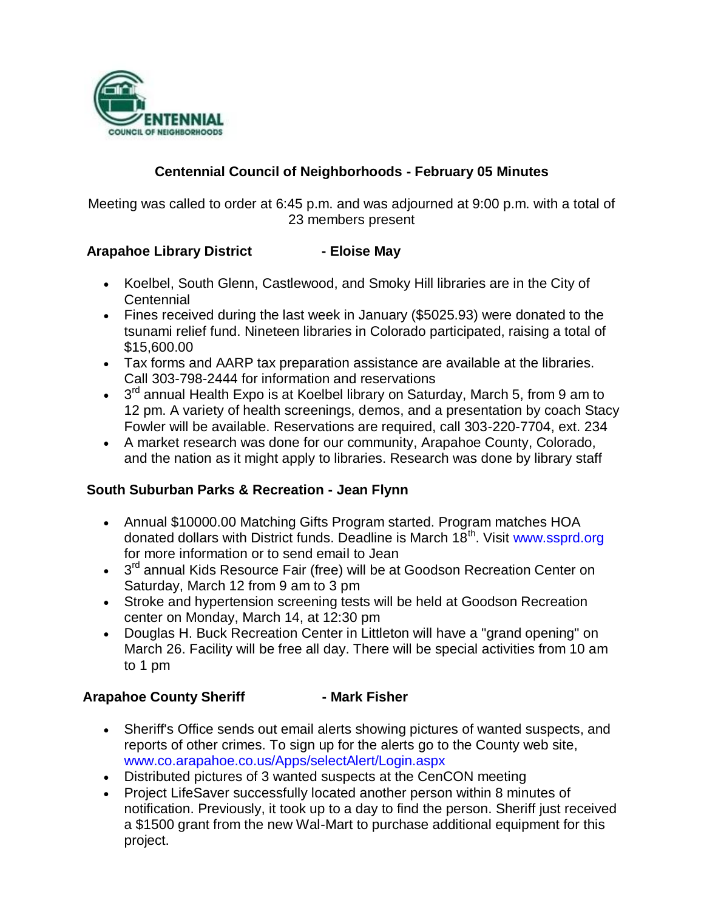# Centennial Council of Neighborhoods - February 05 Minutes

Meeting was called to order at 6:45 p.m. and was adjourned at 9:00 p.m. with a total of 23 members present

### Arapahoe Library District - Eloise May

- Koelbel, South Glenn, Castlewood, and Smoky Hill libraries are in the City of Centennial
- Fines received during the last week in January ($5025.93) were donated to the tsunami relief fund. Nineteen libraries in Colorado participated, raising a total of $15,600.00
- Tax forms and AARP tax preparation assistance are available at the libraries. Call 303-798-2444 for information and reservations
- 3rd annual Health Expo is at Koelbel library on Saturday, March 5, from 9 am to 12 pm. A variety of health screenings, demos, and a presentation by coach Stacy Fowler will be available. Reservations are required, call 303-220-7704, ext. 234
- A market research was done for our community, Arapahoe County, Colorado, and the nation as it might apply to libraries. Research was done by library staff

### South Suburban Parks & Recreation - Jean Flynn

- Annual $10000.00 Matching Gifts Program started. Program matches HOA donated dollars with District funds. Deadline is March 18th. Visit www.ssprd.org for more information or to send email to Jean
- 3rd annual Kids Resource Fair (free) will be at Goodson Recreation Center on Saturday, March 12 from 9 am to 3 pm
- Stroke and hypertension screening tests will be held at Goodson Recreation center on Monday, March 14, at 12:30 pm
- Douglas H. Buck Recreation Center in Littleton will have a "grand opening" on March 26. Facility will be free all day. There will be special activities from 10 am to 1 pm

### Arapahoe County Sheriff - Mark Fisher

- Sheriff's Office sends out email alerts showing pictures of wanted suspects, and reports of other crimes. To sign up for the alerts go to the County web site, www.co.arapahoe.co.us/Apps/selectAlert/Login.aspx
- Distributed pictures of 3 wanted suspects at the CenCON meeting
- Project LifeSaver successfully located another person within 8 minutes of notification. Previously, it took up to a day to find the person. Sheriff just received a $1500 grant from the new Wal-Mart to purchase additional equipment for this project.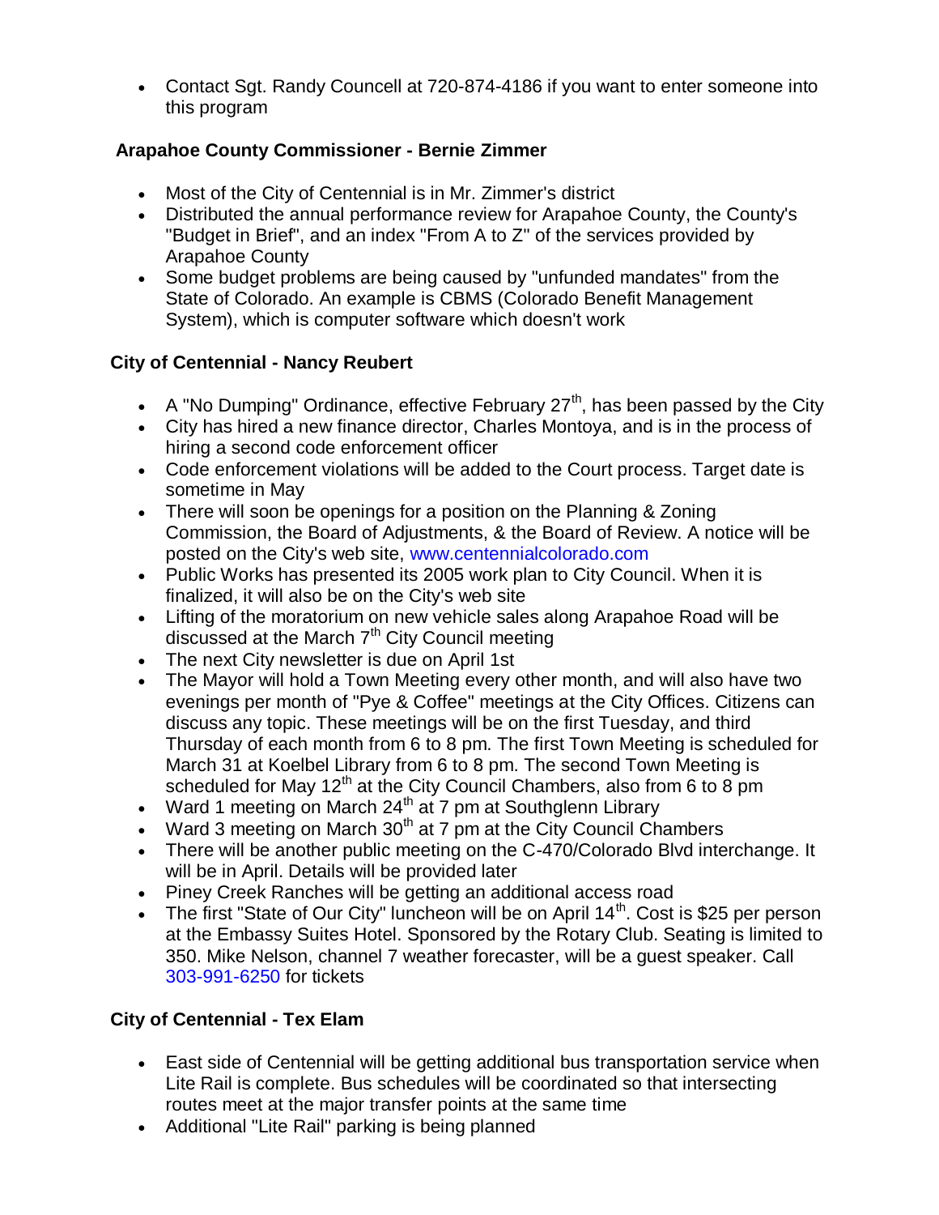- Contact Sgt. Randy Councell at 720-874-4186 if you want to enter someone into this program

**Arapahoe County Commissioner - Bernie Zimmer**

- Most of the City of Centennial is in Mr. Zimmer's district
- Distributed the annual performance review for Arapahoe County, the County's "Budget in Brief", and an index "From A to Z" of the services provided by Arapahoe County
- Some budget problems are being caused by "unfunded mandates" from the State of Colorado. An example is CBMS (Colorado Benefit Management System), which is computer software which doesn't work

**City of Centennial - Nancy Reubert**

- A "No Dumping" Ordinance, effective February 27th, has been passed by the City
- City has hired a new finance director, Charles Montoya, and is in the process of hiring a second code enforcement officer
- Code enforcement violations will be added to the Court process. Target date is sometime in May
- There will soon be openings for a position on the Planning & Zoning Commission, the Board of Adjustments, & the Board of Review. A notice will be posted on the City's web site, www.centennialcolorado.com
- Public Works has presented its 2005 work plan to City Council. When it is finalized, it will also be on the City's web site
- Lifting of the moratorium on new vehicle sales along Arapahoe Road will be discussed at the March 7th City Council meeting
- The next City newsletter is due on April 1st
- The Mayor will hold a Town Meeting every other month, and will also have two evenings per month of "Pye & Coffee" meetings at the City Offices. Citizens can discuss any topic. These meetings will be on the first Tuesday, and third Thursday of each month from 6 to 8 pm. The first Town Meeting is scheduled for March 31 at Koelbel Library from 6 to 8 pm. The second Town Meeting is scheduled for May 12th at the City Council Chambers, also from 6 to 8 pm
- Ward 1 meeting on March 24th at 7 pm at Southglenn Library
- Ward 3 meeting on March 30th at 7 pm at the City Council Chambers
- There will be another public meeting on the C-470/Colorado Blvd interchange. It will be in April. Details will be provided later
- Piney Creek Ranches will be getting an additional access road
- The first "State of Our City" luncheon will be on April 14th. Cost is $25 per person at the Embassy Suites Hotel. Sponsored by the Rotary Club. Seating is limited to 350. Mike Nelson, channel 7 weather forecaster, will be a guest speaker. Call 303-991-6250 for tickets

**City of Centennial - Tex Elam**

- East side of Centennial will be getting additional bus transportation service when Lite Rail is complete. Bus schedules will be coordinated so that intersecting routes meet at the major transfer points at the same time
- Additional "Lite Rail" parking is being planned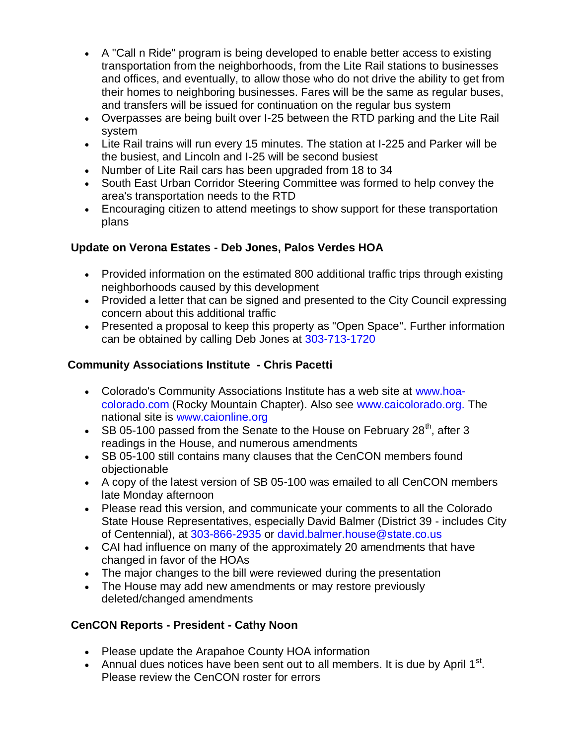- A "Call n Ride" program is being developed to enable better access to existing transportation from the neighborhoods, from the Lite Rail stations to businesses and offices, and eventually, to allow those who do not drive the ability to get from their homes to neighboring businesses. Fares will be the same as regular buses, and transfers will be issued for continuation on the regular bus system
- Overpasses are being built over I-25 between the RTD parking and the Lite Rail system
- Lite Rail trains will run every 15 minutes. The station at I-225 and Parker will be the busiest, and Lincoln and I-25 will be second busiest
- Number of Lite Rail cars has been upgraded from 18 to 34
- South East Urban Corridor Steering Committee was formed to help convey the area's transportation needs to the RTD
- Encouraging citizen to attend meetings to show support for these transportation plans

**Update on Verona Estates - Deb Jones, Palos Verdes HOA**

- Provided information on the estimated 800 additional traffic trips through existing neighborhoods caused by this development
- Provided a letter that can be signed and presented to the City Council expressing concern about this additional traffic
- Presented a proposal to keep this property as "Open Space". Further information can be obtained by calling Deb Jones at 303-713-1720

**Community Associations Institute - Chris Pacetti**

- Colorado's Community Associations Institute has a web site at www.hoa-colorado.com (Rocky Mountain Chapter). Also see www.caicolorado.org. The national site is www.caionline.org
- SB 05-100 passed from the Senate to the House on February 28th, after 3 readings in the House, and numerous amendments
- SB 05-100 still contains many clauses that the CenCON members found objectionable
- A copy of the latest version of SB 05-100 was emailed to all CenCON members late Monday afternoon
- Please read this version, and communicate your comments to all the Colorado State House Representatives, especially David Balmer (District 39 - includes City of Centennial), at 303-866-2935 or david.balmer.house@state.co.us
- CAI had influence on many of the approximately 20 amendments that have changed in favor of the HOAs
- The major changes to the bill were reviewed during the presentation
- The House may add new amendments or may restore previously deleted/changed amendments

**CenCON Reports - President - Cathy Noon**

- Please update the Arapahoe County HOA information
- Annual dues notices have been sent out to all members. It is due by April 1st. Please review the CenCON roster for errors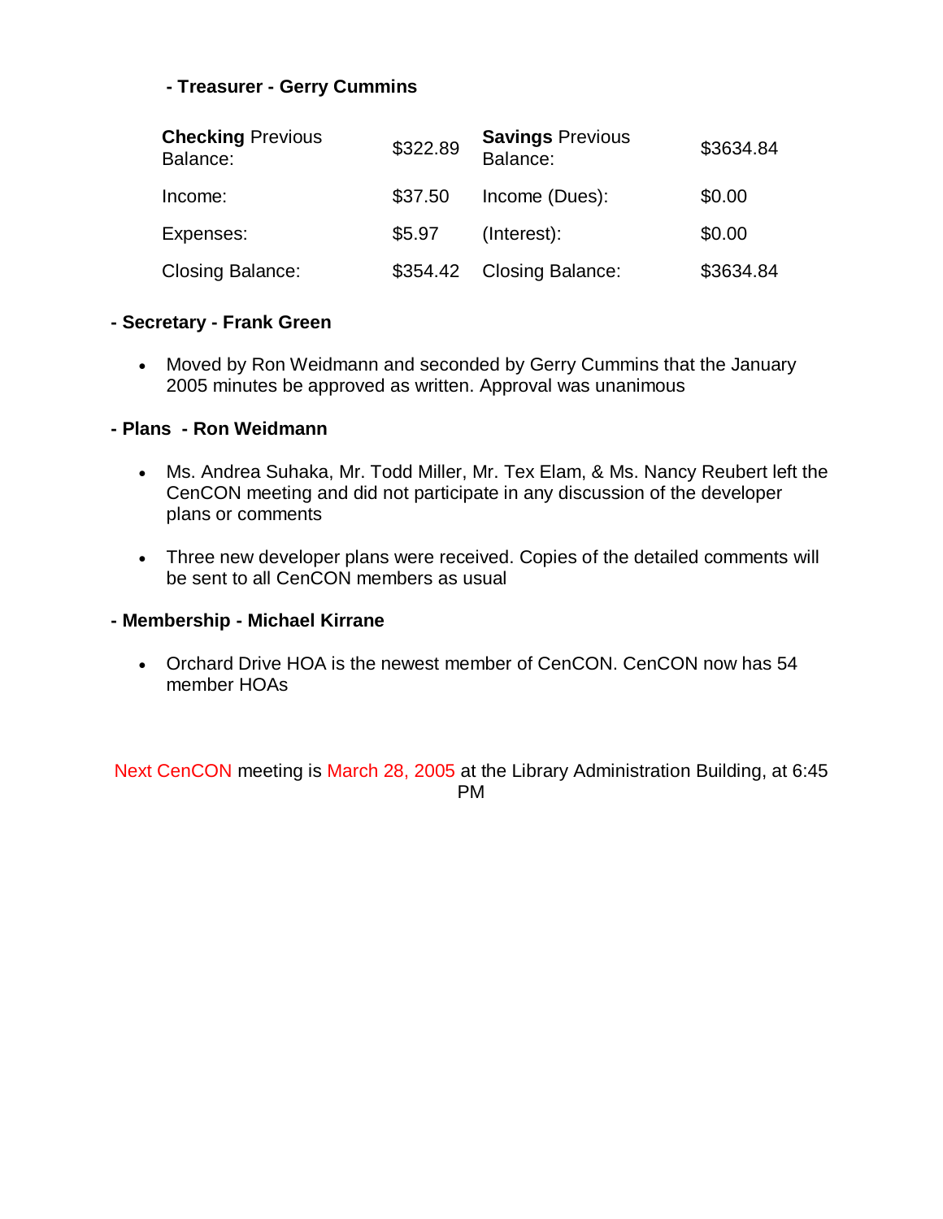**- Treasurer - Gerry Cummins**

| | | | |
|---|---|---|---|
| **Checking** Previous Balance: | $322.89 | **Savings** Previous Balance: | $3634.84 |
| Income: | $37.50 | Income (Dues): | $0.00 |
| Expenses: | $5.97 | (Interest): | $0.00 |
| Closing Balance: | $354.42 | Closing Balance: | $3634.84 |

**- Secretary - Frank Green**

- Moved by Ron Weidmann and seconded by Gerry Cummins that the January 2005 minutes be approved as written. Approval was unanimous

**- Plans - Ron Weidmann**

- Ms. Andrea Suhaka, Mr. Todd Miller, Mr. Tex Elam, & Ms. Nancy Reubert left the CenCON meeting and did not participate in any discussion of the developer plans or comments

- Three new developer plans were received. Copies of the detailed comments will be sent to all CenCON members as usual

**- Membership - Michael Kirrane**

- Orchard Drive HOA is the newest member of CenCON. CenCON now has 54 member HOAs

Next CenCON meeting is March 28, 2005 at the Library Administration Building, at 6:45 PM